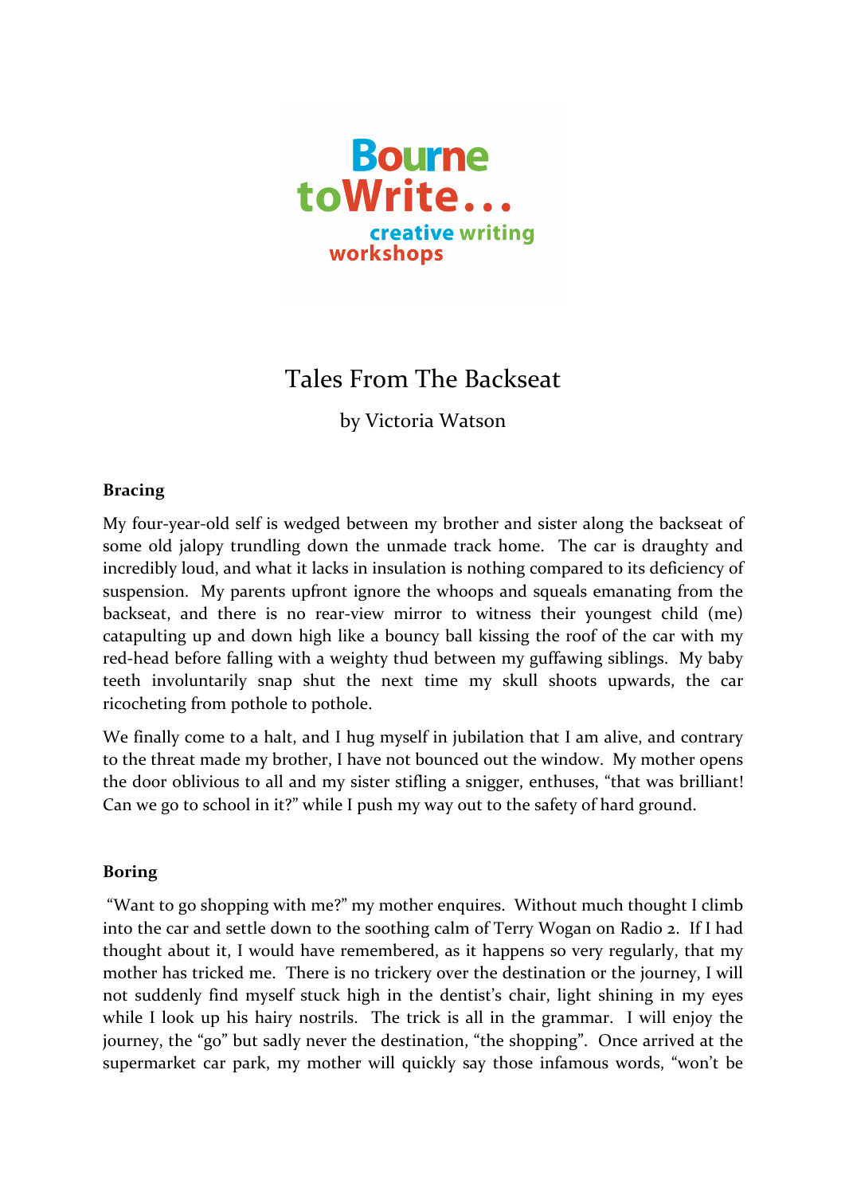Bourne toWrite... creative writing workshops

# Tales From The Backseat

by Victoria Watson

**Bracing**

My four-year-old self is wedged between my brother and sister along the backseat of some old jalopy trundling down the unmade track home. The car is draughty and incredibly loud, and what it lacks in insulation is nothing compared to its deficiency of suspension. My parents upfront ignore the whoops and squeals emanating from the backseat, and there is no rear-view mirror to witness their youngest child (me) catapulting up and down high like a bouncy ball kissing the roof of the car with my red-head before falling with a weighty thud between my guffawing siblings. My baby teeth involuntarily snap shut the next time my skull shoots upwards, the car ricocheting from pothole to pothole.

We finally come to a halt, and I hug myself in jubilation that I am alive, and contrary to the threat made my brother, I have not bounced out the window. My mother opens the door oblivious to all and my sister stifling a snigger, enthuses, "that was brilliant! Can we go to school in it?" while I push my way out to the safety of hard ground.

**Boring**

"Want to go shopping with me?" my mother enquires. Without much thought I climb into the car and settle down to the soothing calm of Terry Wogan on Radio 2. If I had thought about it, I would have remembered, as it happens so very regularly, that my mother has tricked me. There is no trickery over the destination or the journey, I will not suddenly find myself stuck high in the dentist's chair, light shining in my eyes while I look up his hairy nostrils. The trick is all in the grammar. I will enjoy the journey, the "go" but sadly never the destination, "the shopping". Once arrived at the supermarket car park, my mother will quickly say those infamous words, "won't be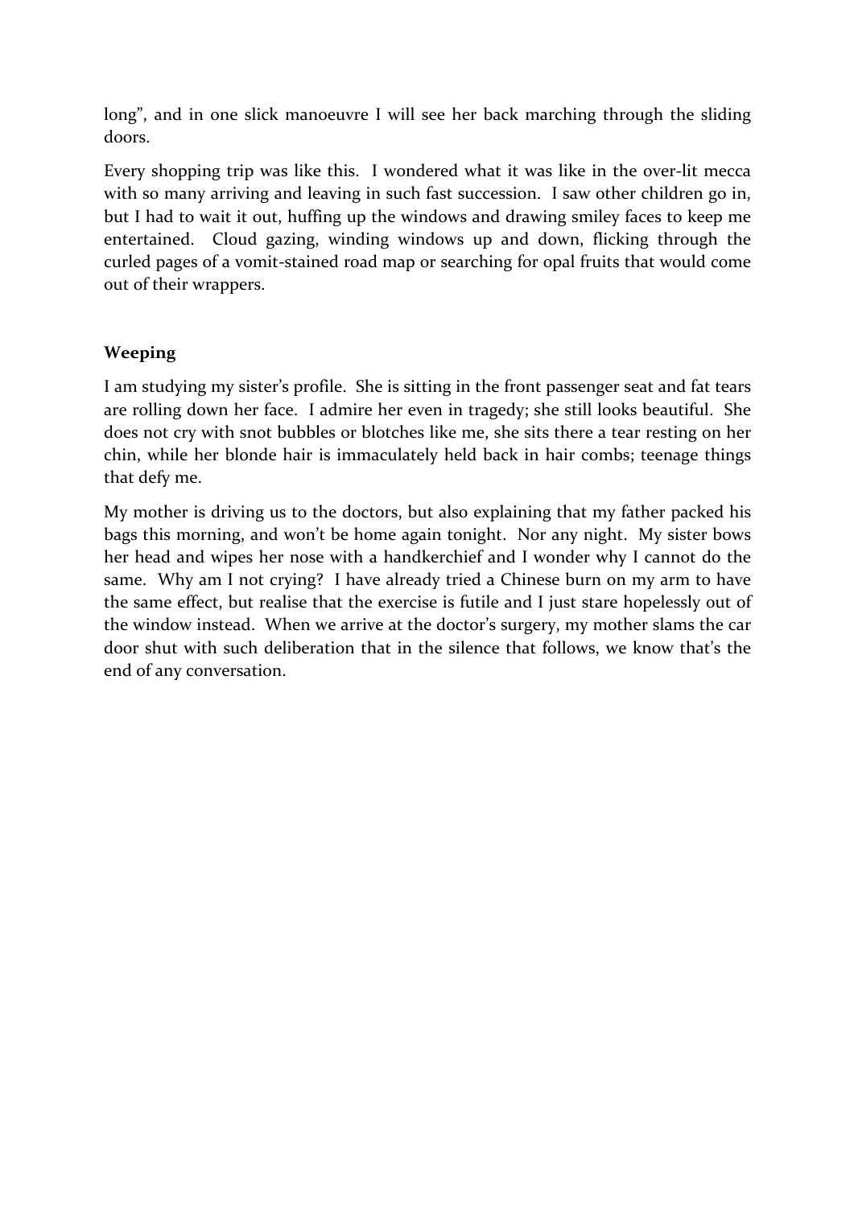long”, and in one slick manoeuvre I will see her back marching through the sliding doors.

Every shopping trip was like this. I wondered what it was like in the over-lit mecca with so many arriving and leaving in such fast succession. I saw other children go in, but I had to wait it out, huffing up the windows and drawing smiley faces to keep me entertained. Cloud gazing, winding windows up and down, flicking through the curled pages of a vomit-stained road map or searching for opal fruits that would come out of their wrappers.

**Weeping**

I am studying my sister’s profile. She is sitting in the front passenger seat and fat tears are rolling down her face. I admire her even in tragedy; she still looks beautiful. She does not cry with snot bubbles or blotches like me, she sits there a tear resting on her chin, while her blonde hair is immaculately held back in hair combs; teenage things that defy me.

My mother is driving us to the doctors, but also explaining that my father packed his bags this morning, and won’t be home again tonight. Nor any night. My sister bows her head and wipes her nose with a handkerchief and I wonder why I cannot do the same. Why am I not crying? I have already tried a Chinese burn on my arm to have the same effect, but realise that the exercise is futile and I just stare hopelessly out of the window instead. When we arrive at the doctor’s surgery, my mother slams the car door shut with such deliberation that in the silence that follows, we know that’s the end of any conversation.